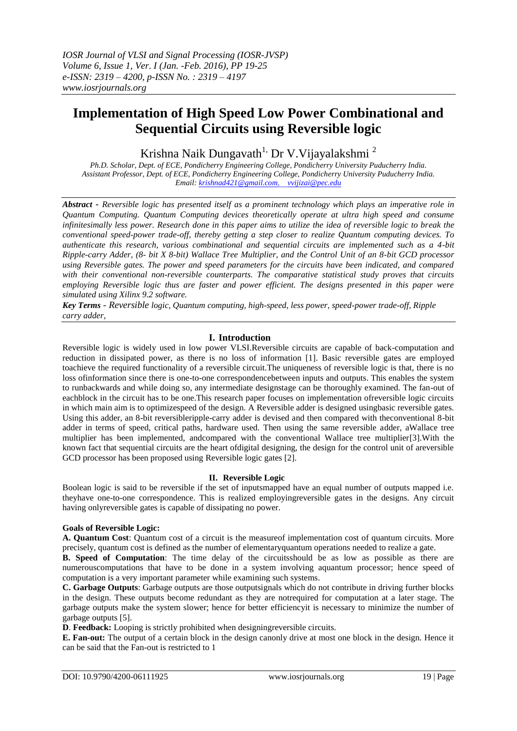# Implementation of High Speed Low Power Combinational and Sequential Circuits using Reversible logic

Krishna Naik Dungavath[1], Dr V.Vijayalakshmi [2]

*Ph.D. Scholar, Dept. of ECE, Pondicherry Engineering College, Pondicherry University Puducherry India.*
*Assistant Professor, Dept. of ECE, Pondicherry Engineering College, Pondicherry University Puducherry India.*
*Email: krishnad421@gmail.com, vvijizai@pec.edu*

***Abstract** - Reversible logic has presented itself as a prominent technology which plays an imperative role in Quantum Computing. Quantum Computing devices theoretically operate at ultra high speed and consume infinitesimally less power. Research done in this paper aims to utilize the idea of reversible logic to break the conventional speed-power trade-off, thereby getting a step closer to realize Quantum computing devices. To authenticate this research, various combinational and sequential circuits are implemented such as a 4-bit Ripple-carry Adder, (8- bit X 8-bit) Wallace Tree Multiplier, and the Control Unit of an 8-bit GCD processor using Reversible gates. The power and speed parameters for the circuits have been indicated, and compared with their conventional non-reversible counterparts. The comparative statistical study proves that circuits employing Reversible logic thus are faster and power efficient. The designs presented in this paper were simulated using Xilinx 9.2 software.*

***Key Terms** - Reversible logic, Quantum computing, high-speed, less power, speed-power trade-off, Ripple carry adder,*

## I. Introduction

Reversible logic is widely used in low power VLSI.Reversible circuits are capable of back-computation and reduction in dissipated power, as there is no loss of information [1]. Basic reversible gates are employed toachieve the required functionality of a reversible circuit.The uniqueness of reversible logic is that, there is no loss ofinformation since there is one-to-one correspondencebetween inputs and outputs. This enables the system to runbackwards and while doing so, any intermediate designstage can be thoroughly examined. The fan-out of eachblock in the circuit has to be one.This research paper focuses on implementation ofreversible logic circuits in which main aim is to optimizespeed of the design. A Reversible adder is designed usingbasic reversible gates. Using this adder, an 8-bit reversibleripple-carry adder is devised and then compared with theconventional 8-bit adder in terms of speed, critical paths, hardware used. Then using the same reversible adder, aWallace tree multiplier has been implemented, andcompared with the conventional Wallace tree multiplier[3].With the known fact that sequential circuits are the heart ofdigital designing, the design for the control unit of areversible GCD processor has been proposed using Reversible logic gates [2].

## II. Reversible Logic

Boolean logic is said to be reversible if the set of inputsmapped have an equal number of outputs mapped i.e. theyhave one-to-one correspondence. This is realized employingreversible gates in the designs. Any circuit having onlyreversible gates is capable of dissipating no power.

**Goals of Reversible Logic:**

**A. Quantum Cost**: Quantum cost of a circuit is the measureof implementation cost of quantum circuits. More precisely, quantum cost is defined as the number of elementaryquantum operations needed to realize a gate.

**B. Speed of Computation**: The time delay of the circuitsshould be as low as possible as there are numerouscomputations that have to be done in a system involving aquantum processor; hence speed of computation is a very important parameter while examining such systems.

**C. Garbage Outputs**: Garbage outputs are those outputsignals which do not contribute in driving further blocks in the design. These outputs become redundant as they are notrequired for computation at a later stage. The garbage outputs make the system slower; hence for better efficiencyit is necessary to minimize the number of garbage outputs [5].

**D**. **Feedback:** Looping is strictly prohibited when designingreversible circuits.

**E. Fan-out:** The output of a certain block in the design canonly drive at most one block in the design. Hence it can be said that the Fan-out is restricted to 1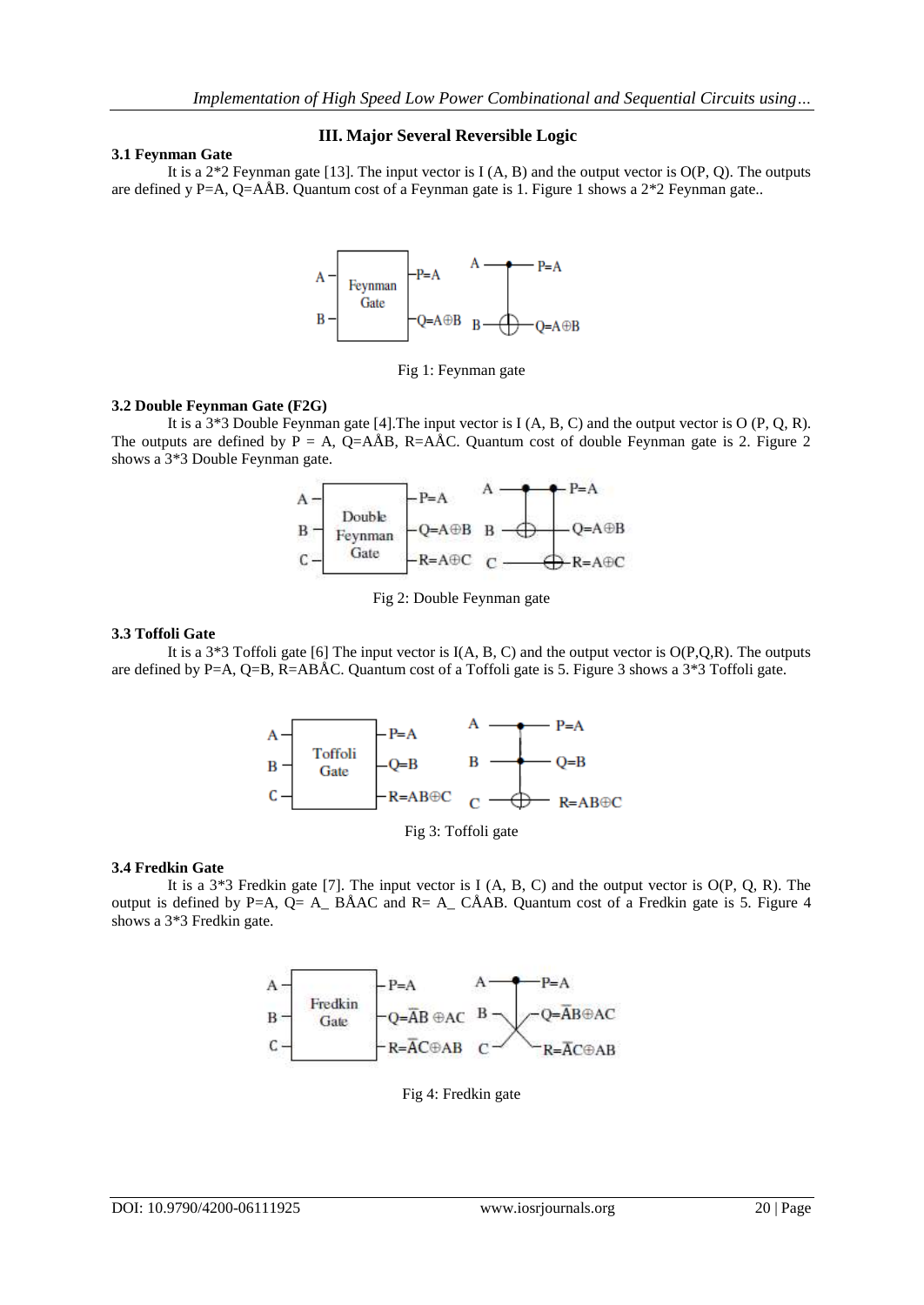## III. Major Several Reversible Logic

### 3.1 Feynman Gate

It is a 2*2 Feynman gate [13]. The input vector is I (A, B) and the output vector is O(P, Q). The outputs are defined y P=A, Q=AÅB. Quantum cost of a Feynman gate is 1. Figure 1 shows a 2*2 Feynman gate..

Fig 1: Feynman gate

### 3.2 Double Feynman Gate (F2G)

It is a 3*3 Double Feynman gate [4].The input vector is I (A, B, C) and the output vector is O (P, Q, R). The outputs are defined by P = A, Q=AÅB, R=AÅC. Quantum cost of double Feynman gate is 2. Figure 2 shows a 3*3 Double Feynman gate.

Fig 2: Double Feynman gate

### 3.3 Toffoli Gate

It is a 3*3 Toffoli gate [6] The input vector is I(A, B, C) and the output vector is O(P,Q,R). The outputs are defined by P=A, Q=B, R=ABÅC. Quantum cost of a Toffoli gate is 5. Figure 3 shows a 3*3 Toffoli gate.

Fig 3: Toffoli gate

### 3.4 Fredkin Gate

It is a 3*3 Fredkin gate [7]. The input vector is I (A, B, C) and the output vector is O(P, Q, R). The output is defined by P=A, Q= A_ BÅAC and R= A_ CÅAB. Quantum cost of a Fredkin gate is 5. Figure 4 shows a 3*3 Fredkin gate.

Fig 4: Fredkin gate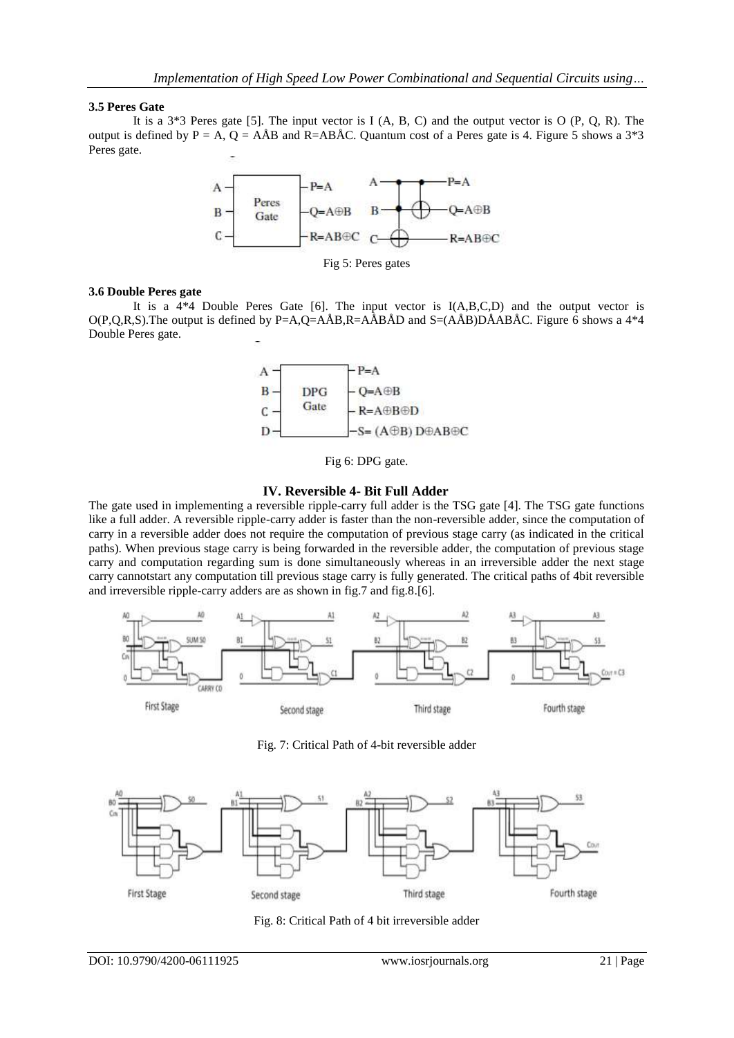### 3.5 Peres Gate

It is a 3*3 Peres gate [5]. The input vector is I (A, B, C) and the output vector is O (P, Q, R). The output is defined by P = A, Q = AÅB and R=ABÅC. Quantum cost of a Peres gate is 4. Figure 5 shows a 3*3 Peres gate.

Fig 5: Peres gates

### 3.6 Double Peres gate

It is a 4*4 Double Peres Gate [6]. The input vector is I(A,B,C,D) and the output vector is O(P,Q,R,S).The output is defined by P=A,Q=AÅB,R=AÅBÅD and S=(AÅB)DÅABÅC. Figure 6 shows a 4*4 Double Peres gate.

Fig 6: DPG gate.

## IV. Reversible 4- Bit Full Adder

The gate used in implementing a reversible ripple-carry full adder is the TSG gate [4]. The TSG gate functions like a full adder. A reversible ripple-carry adder is faster than the non-reversible adder, since the computation of carry in a reversible adder does not require the computation of previous stage carry (as indicated in the critical paths). When previous stage carry is being forwarded in the reversible adder, the computation of previous stage carry and computation regarding sum is done simultaneously whereas in an irreversible adder the next stage carry cannotstart any computation till previous stage carry is fully generated. The critical paths of 4bit reversible and irreversible ripple-carry adders are as shown in fig.7 and fig.8.[6].

Fig. 7: Critical Path of 4-bit reversible adder

Fig. 8: Critical Path of 4 bit irreversible adder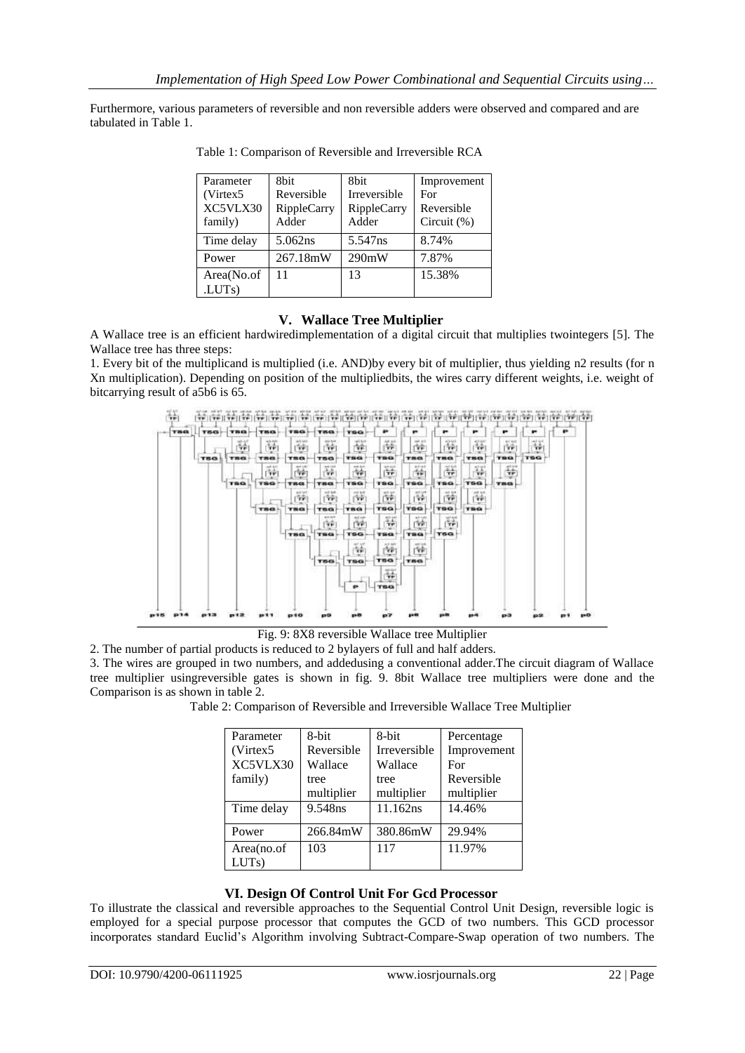Furthermore, various parameters of reversible and non reversible adders were observed and compared and are tabulated in Table 1.

Table 1: Comparison of Reversible and Irreversible RCA

| Parameter (Virtex5 XC5VLX30 family) | 8bit Reversible RippleCarry Adder | 8bit Irreversible RippleCarry Adder | Improvement For Reversible Circuit (%) |
|---|---|---|---|
| Time delay | 5.062ns | 5.547ns | 8.74% |
| Power | 267.18mW | 290mW | 7.87% |
| Area(No.of .LUTs) | 11 | 13 | 15.38% |

## V. Wallace Tree Multiplier

A Wallace tree is an efficient hardwiredimplementation of a digital circuit that multiplies twointegers [5]. The Wallace tree has three steps:

1. Every bit of the multiplicand is multiplied (i.e. AND)by every bit of multiplier, thus yielding n2 results (for n Xn multiplication). Depending on position of the multipliedbits, the wires carry different weights, i.e. weight of bitcarrying result of a5b6 is 65.

Fig. 9: 8X8 reversible Wallace tree Multiplier

2. The number of partial products is reduced to 2 bylayers of full and half adders.
3. The wires are grouped in two numbers, and addedusing a conventional adder.The circuit diagram of Wallace tree multiplier usingreversible gates is shown in fig. 9. 8bit Wallace tree multipliers were done and the Comparison is as shown in table 2.

Table 2: Comparison of Reversible and Irreversible Wallace Tree Multiplier

| Parameter (Virtex5 XC5VLX30 family) | 8-bit Reversible Wallace tree multiplier | 8-bit Irreversible Wallace tree multiplier | Percentage Improvement For Reversible multiplier |
|---|---|---|---|
| Time delay | 9.548ns | 11.162ns | 14.46% |
| Power | 266.84mW | 380.86mW | 29.94% |
| Area(no.of LUTs) | 103 | 117 | 11.97% |

## VI. Design Of Control Unit For Gcd Processor

To illustrate the classical and reversible approaches to the Sequential Control Unit Design, reversible logic is employed for a special purpose processor that computes the GCD of two numbers. This GCD processor incorporates standard Euclid's Algorithm involving Subtract-Compare-Swap operation of two numbers. The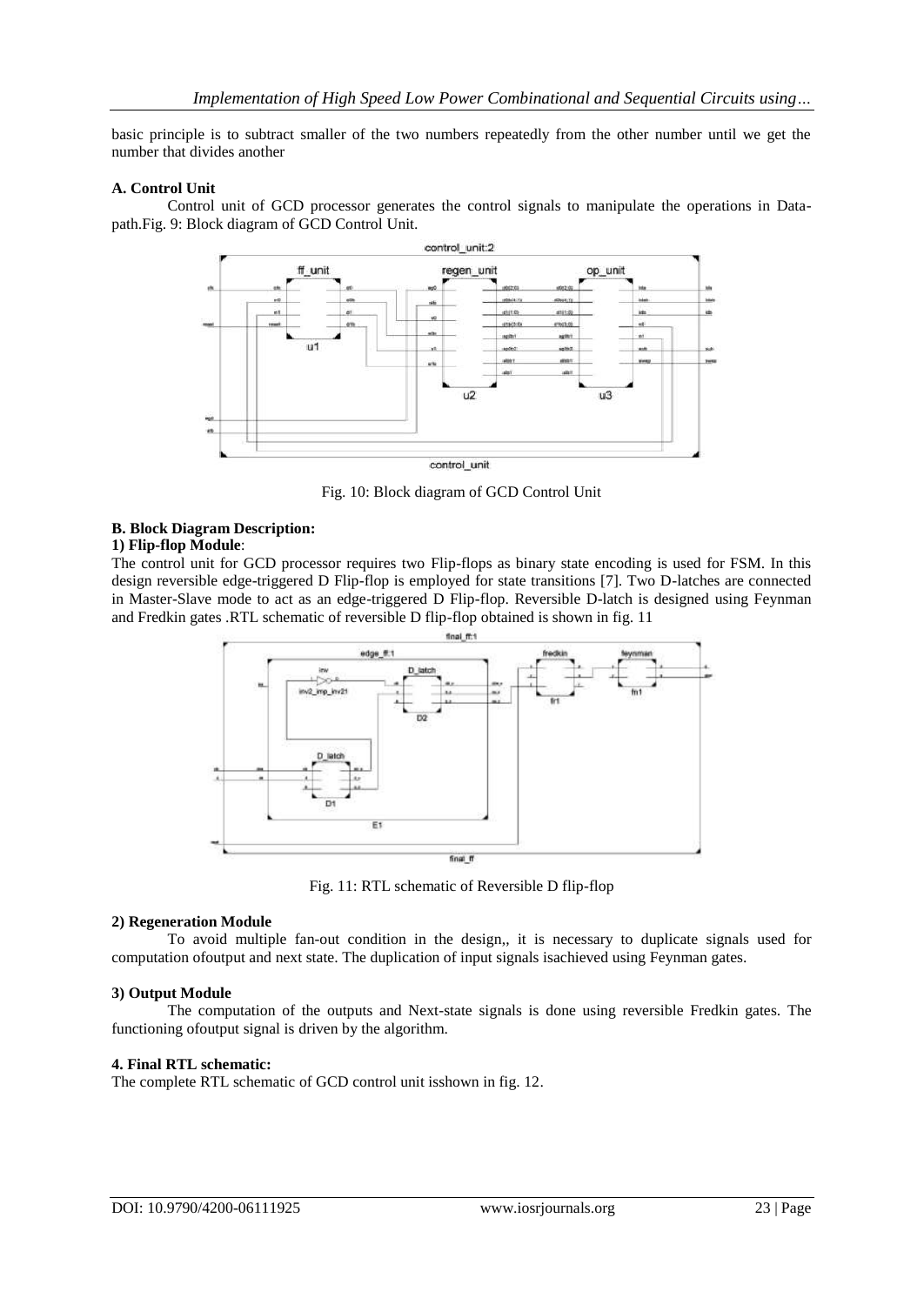basic principle is to subtract smaller of the two numbers repeatedly from the other number until we get the number that divides another

**A. Control Unit**

Control unit of GCD processor generates the control signals to manipulate the operations in Data-path.Fig. 9: Block diagram of GCD Control Unit.

Fig. 10: Block diagram of GCD Control Unit

**B. Block Diagram Description:**

**1) Flip-flop Module**:

The control unit for GCD processor requires two Flip-flops as binary state encoding is used for FSM. In this design reversible edge-triggered D Flip-flop is employed for state transitions [7]. Two D-latches are connected in Master-Slave mode to act as an edge-triggered D Flip-flop. Reversible D-latch is designed using Feynman and Fredkin gates .RTL schematic of reversible D flip-flop obtained is shown in fig. 11

Fig. 11: RTL schematic of Reversible D flip-flop

**2) Regeneration Module**

To avoid multiple fan-out condition in the design,, it is necessary to duplicate signals used for computation ofoutput and next state. The duplication of input signals isachieved using Feynman gates.

**3) Output Module**

The computation of the outputs and Next-state signals is done using reversible Fredkin gates. The functioning ofoutput signal is driven by the algorithm.

**4. Final RTL schematic:**

The complete RTL schematic of GCD control unit isshown in fig. 12.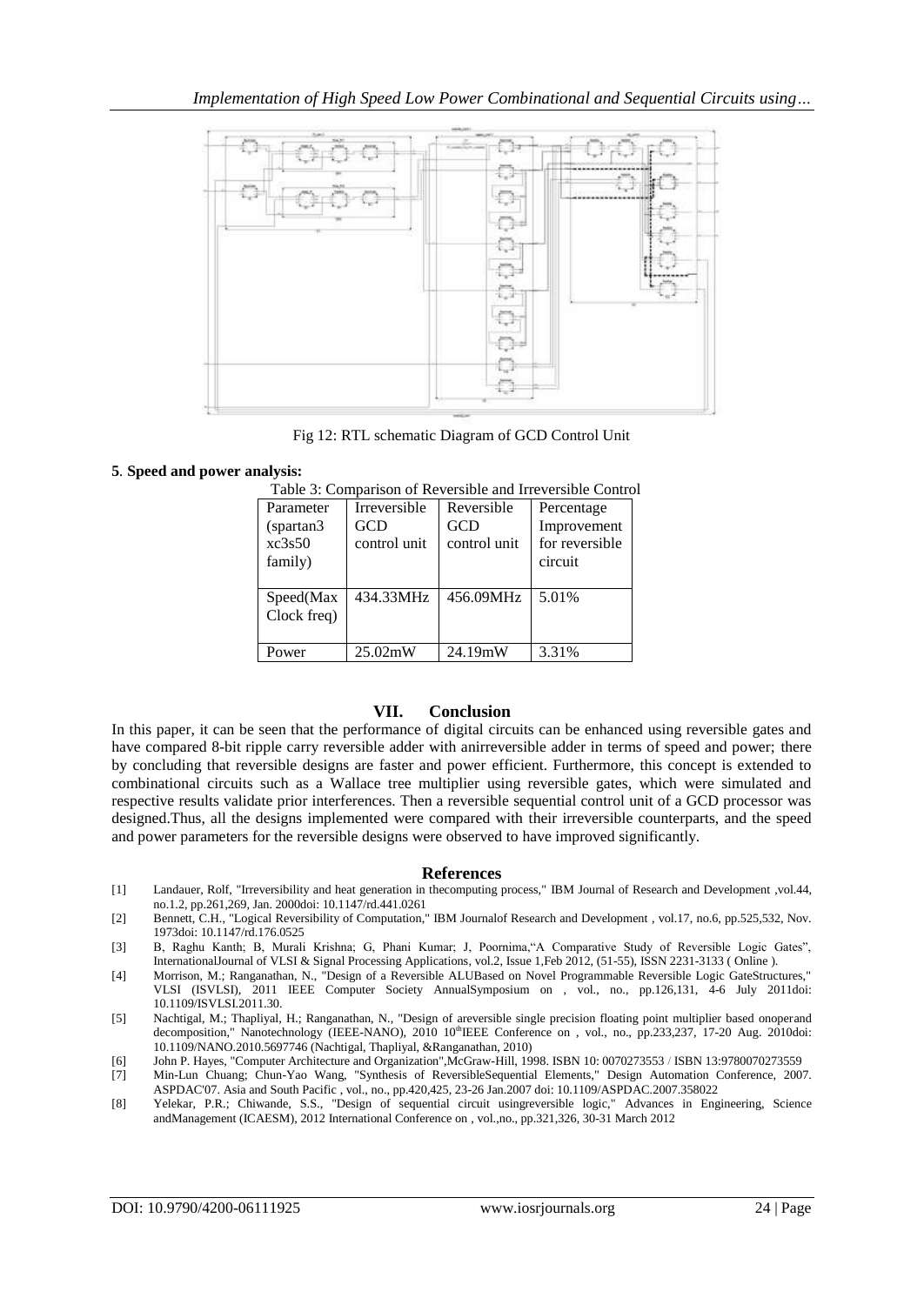Fig 12: RTL schematic Diagram of GCD Control Unit

**5**. **Speed and power analysis:**

Table 3: Comparison of Reversible and Irreversible Control

| Parameter (spartan3 xc3s50 family) | Irreversible GCD control unit | Reversible GCD control unit | Percentage Improvement for reversible circuit |
|---|---|---|---|
| Speed(Max Clock freq) | 434.33MHz | 456.09MHz | 5.01% |
| Power | 25.02mW | 24.19mW | 3.31% |

## VII. Conclusion

In this paper, it can be seen that the performance of digital circuits can be enhanced using reversible gates and have compared 8-bit ripple carry reversible adder with anirreversible adder in terms of speed and power; there by concluding that reversible designs are faster and power efficient. Furthermore, this concept is extended to combinational circuits such as a Wallace tree multiplier using reversible gates, which were simulated and respective results validate prior interferences. Then a reversible sequential control unit of a GCD processor was designed.Thus, all the designs implemented were compared with their irreversible counterparts, and the speed and power parameters for the reversible designs were observed to have improved significantly.

## References

[1] Landauer, Rolf, "Irreversibility and heat generation in thecomputing process," IBM Journal of Research and Development ,vol.44, no.1.2, pp.261,269, Jan. 2000doi: 10.1147/rd.441.0261

[2] Bennett, C.H., "Logical Reversibility of Computation," IBM Journalof Research and Development , vol.17, no.6, pp.525,532, Nov. 1973doi: 10.1147/rd.176.0525

[3] B, Raghu Kanth; B, Murali Krishna; G, Phani Kumar; J, Poornima,"A Comparative Study of Reversible Logic Gates", InternationalJournal of VLSI & Signal Processing Applications, vol.2, Issue 1,Feb 2012, (51-55), ISSN 2231-3133 ( Online ).

[4] Morrison, M.; Ranganathan, N., "Design of a Reversible ALUBased on Novel Programmable Reversible Logic GateStructures," VLSI (ISVLSI), 2011 IEEE Computer Society AnnualSymposium on , vol., no., pp.126,131, 4-6 July 2011doi: 10.1109/ISVLSI.2011.30.

[5] Nachtigal, M.; Thapliyal, H.; Ranganathan, N., "Design of areversible single precision floating point multiplier based onoperand decomposition," Nanotechnology (IEEE-NANO), 2010 10thIEEE Conference on , vol., no., pp.233,237, 17-20 Aug. 2010doi: 10.1109/NANO.2010.5697746 (Nachtigal, Thapliyal, &Ranganathan, 2010)

[6] John P. Hayes, "Computer Architecture and Organization",McGraw-Hill, 1998. ISBN 10: 0070273553 / ISBN 13:9780070273559

[7] Min-Lun Chuang; Chun-Yao Wang, "Synthesis of ReversibleSequential Elements," Design Automation Conference, 2007. ASPDAC'07. Asia and South Pacific , vol., no., pp.420,425, 23-26 Jan.2007 doi: 10.1109/ASPDAC.2007.358022

[8] Yelekar, P.R.; Chiwande, S.S., "Design of sequential circuit usingreversible logic," Advances in Engineering, Science andManagement (ICAESM), 2012 International Conference on , vol.,no., pp.321,326, 30-31 March 2012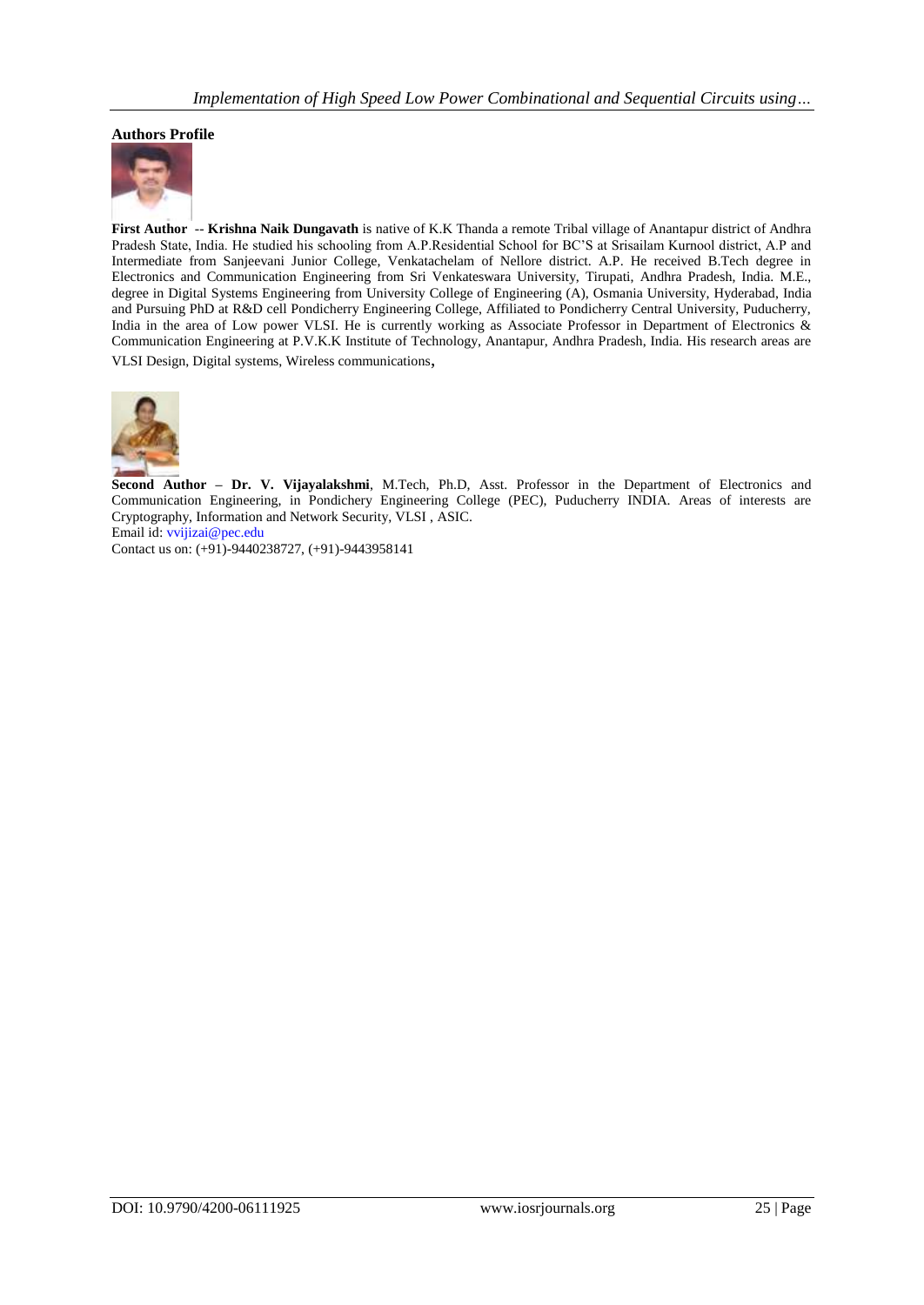**Authors Profile**

**First Author** -- **Krishna Naik Dungavath** is native of K.K Thanda a remote Tribal village of Anantapur district of Andhra Pradesh State, India. He studied his schooling from A.P.Residential School for BC'S at Srisailam Kurnool district, A.P and Intermediate from Sanjeevani Junior College, Venkatachelam of Nellore district. A.P. He received B.Tech degree in Electronics and Communication Engineering from Sri Venkateswara University, Tirupati, Andhra Pradesh, India. M.E., degree in Digital Systems Engineering from University College of Engineering (A), Osmania University, Hyderabad, India and Pursuing PhD at R&D cell Pondicherry Engineering College, Affiliated to Pondicherry Central University, Puducherry, India in the area of Low power VLSI. He is currently working as Associate Professor in Department of Electronics & Communication Engineering at P.V.K.K Institute of Technology, Anantapur, Andhra Pradesh, India. His research areas are VLSI Design, Digital systems, Wireless communications,

**Second Author – Dr. V. Vijayalakshmi**, M.Tech, Ph.D, Asst. Professor in the Department of Electronics and Communication Engineering, in Pondichery Engineering College (PEC), Puducherry INDIA. Areas of interests are Cryptography, Information and Network Security, VLSI , ASIC.
Email id: vvijizai@pec.edu
Contact us on: (+91)-9440238727, (+91)-9443958141